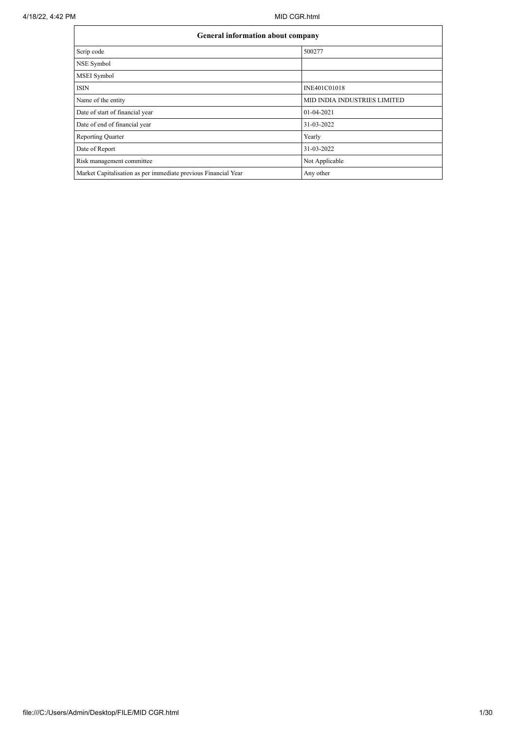| General information about company | |
|---|---|
| Scrip code | 500277 |
| NSE Symbol | |
| MSEI Symbol | |
| ISIN | INE401C01018 |
| Name of the entity | MID INDIA INDUSTRIES LIMITED |
| Date of start of financial year | 01-04-2021 |
| Date of end of financial year | 31-03-2022 |
| Reporting Quarter | Yearly |
| Date of Report | 31-03-2022 |
| Risk management committee | Not Applicable |
| Market Capitalisation as per immediate previous Financial Year | Any other |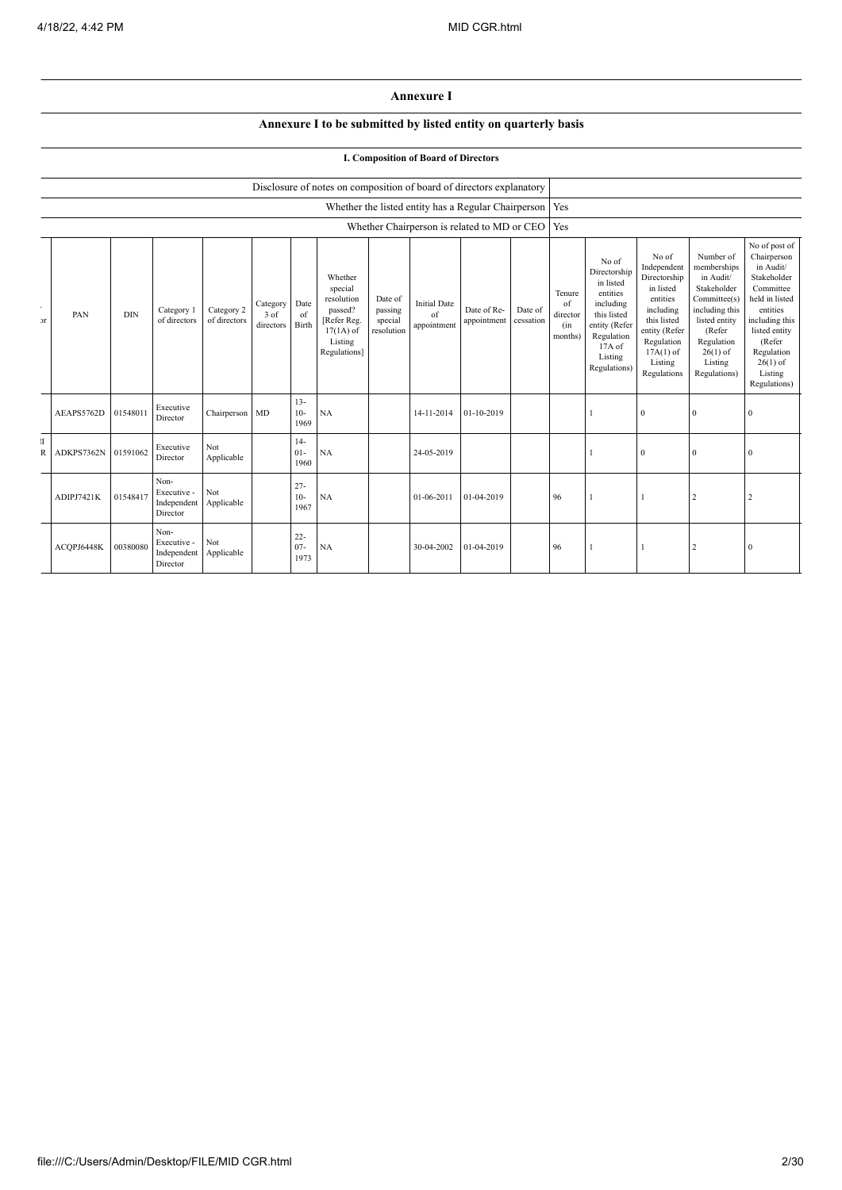# Annexure I

## Annexure I to be submitted by listed entity on quarterly basis

### I. Composition of Board of Directors

| Disclosure of notes on composition of board of directors explanatory | |
|---|---|
| Whether the listed entity has a Regular Chairperson | Yes |
| Whether Chairperson is related to MD or CEO | Yes |

| . or | PAN | DIN | Category 1 of directors | Category 2 of directors | Category 3 of directors | Date of Birth | Whether special resolution passed? [Refer Reg. 17(1A) of Listing Regulations] | Date of passing special resolution | Initial Date of appointment | Date of Re-appointment | Date of cessation | Tenure of director (in months) | No of Directorship in listed entities including this listed entity (Refer Regulation 17A of Listing Regulations) | No of Independent Directorship in listed entities including this listed entity (Refer Regulation 17A(1) of Listing Regulations | Number of memberships in Audit/ Stakeholder Committee(s) including this listed entity (Refer Regulation 26(1) of Listing Regulations) | No of post of Chairperson in Audit/ Stakeholder Committee held in listed entities including this listed entity (Refer Regulation 26(1) of Listing Regulations) |
|---|---|---|---|---|---|---|---|---|---|---|---|---|---|---|---|---|
| | AEAPS5762D | 01548011 | Executive Director | Chairperson | MD | 13-10-1969 | NA | | 14-11-2014 | 01-10-2019 | | | 1 | 0 | 0 | 0 |
| II R | ADKPS7362N | 01591062 | Executive Director | Not Applicable | | 14-01-1960 | NA | | 24-05-2019 | | | | 1 | 0 | 0 | 0 |
| | ADIPJ7421K | 01548417 | Non-Executive - Independent Director | Not Applicable | | 27-10-1967 | NA | | 01-06-2011 | 01-04-2019 | | 96 | 1 | 1 | 2 | 2 |
| | ACQPJ6448K | 00380080 | Non-Executive - Independent Director | Not Applicable | | 22-07-1973 | NA | | 30-04-2002 | 01-04-2019 | | 96 | 1 | 1 | 2 | 0 |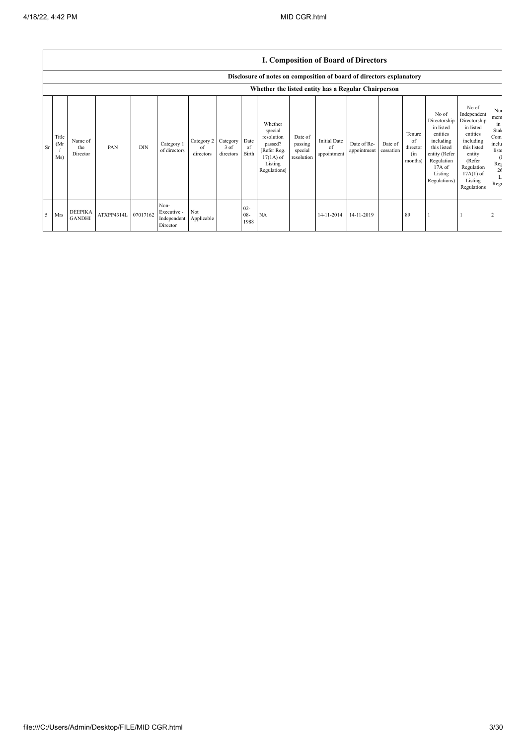## I. Composition of Board of Directors

### Disclosure of notes on composition of board of directors explanatory

### Whether the listed entity has a Regular Chairperson

| Sr | Title (Mr / Ms) | Name of the Director | PAN | DIN | Category 1 of directors | Category 2 of directors | Category 3 of directors | Date of Birth | Whether special resolution passed? [Refer Reg. 17(1A) of Listing Regulations] | Date of passing special resolution | Initial Date of appointment | Date of Re-appointment | Date of cessation | Tenure of director (in months) | No of Directorship in listed entities including this listed entity (Refer Regulation 17A of Listing Regulations) | No of Independent Directorship in listed entities including this listed entity (Refer Regulation 17A(1) of Listing Regulations | Nu mem in Stak Com inclu liste (I Reg 26 L Regu |
|---|---|---|---|---|---|---|---|---|---|---|---|---|---|---|---|---|---|
| 5 | Mrs | DEEPIKA GANDHI | ATXPP4314L | 07017162 | Non-Executive - Independent Director | Not Applicable | | 02-08-1988 | NA | | 14-11-2014 | 14-11-2019 | | 89 | 1 | 1 | 2 |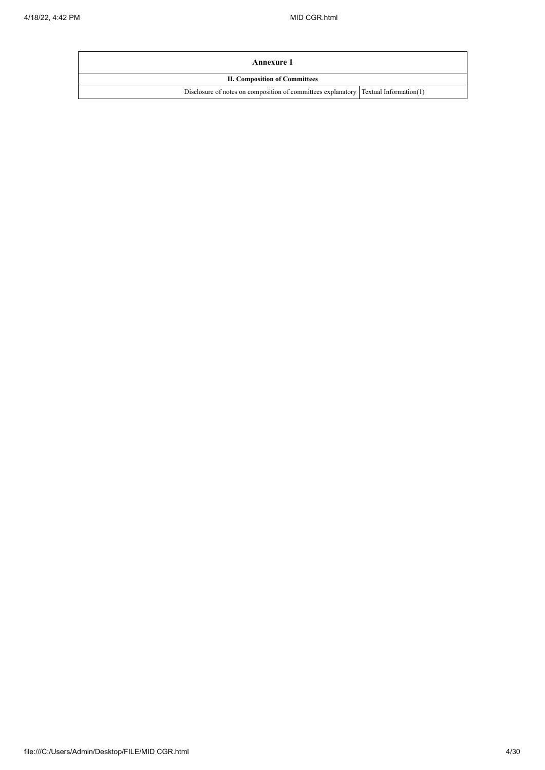| Annexure 1 | |
| --- | --- |
| II. Composition of Committees | |
| Disclosure of notes on composition of committees explanatory | Textual Information(1) |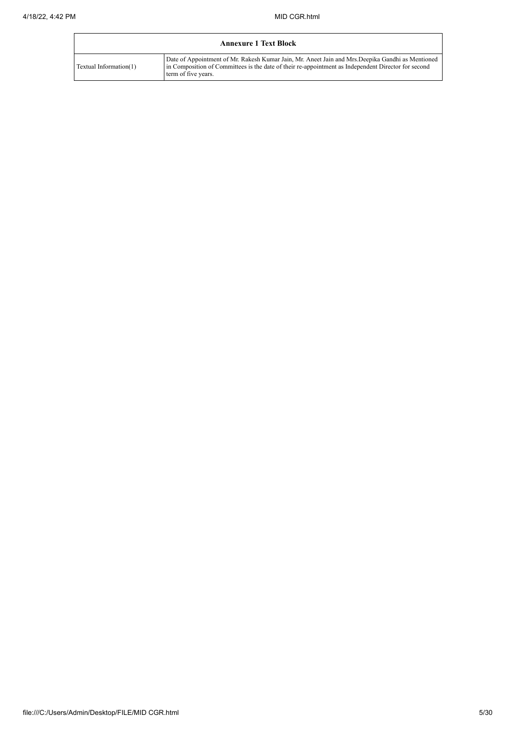| Annexure 1 Text Block | |
|---|---|
| Textual Information(1) | Date of Appointment of Mr. Rakesh Kumar Jain, Mr. Aneet Jain and Mrs.Deepika Gandhi as Mentioned in Composition of Committees is the date of their re-appointment as Independent Director for second term of five years. |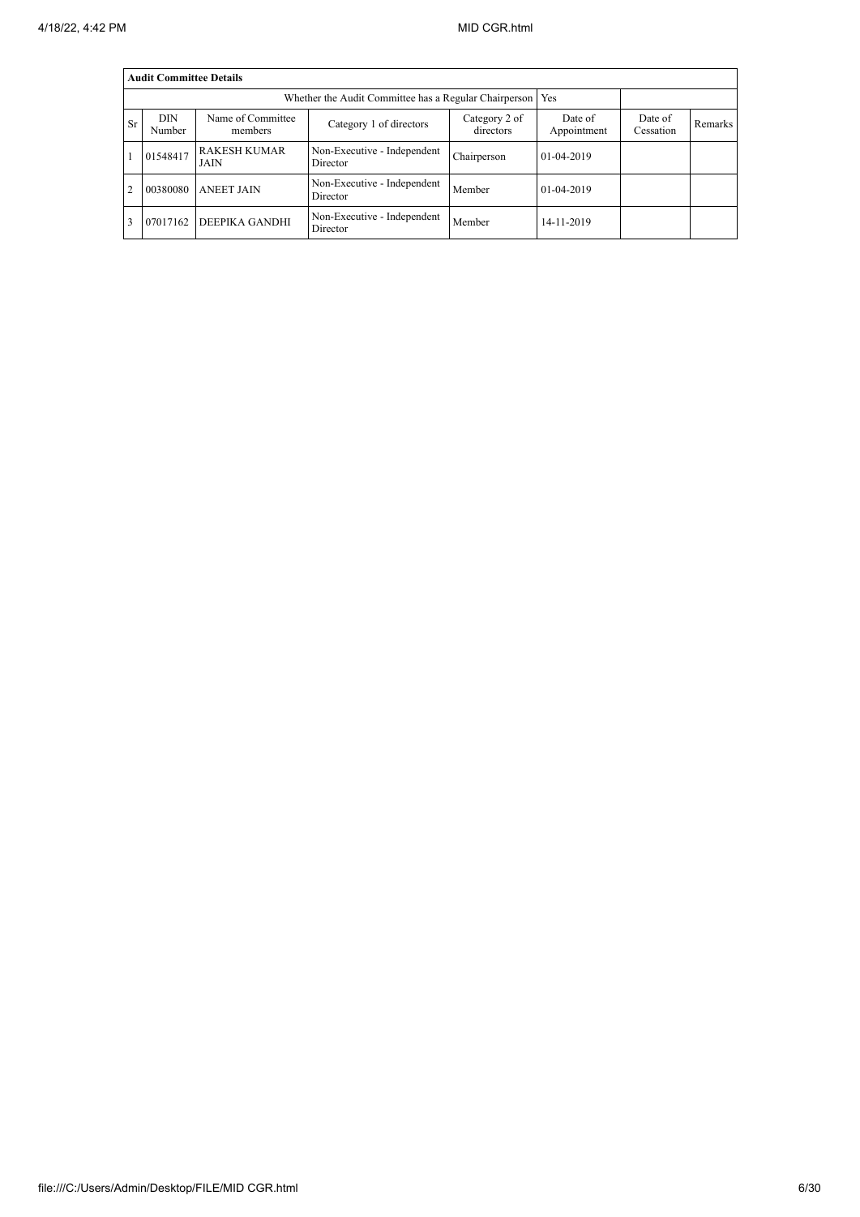| Audit Committee Details | | | | | | | |
|---|---|---|---|---|---|---|---|
| Whether the Audit Committee has a Regular Chairperson | | | | | Yes | | |
| Sr | DIN Number | Name of Committee members | Category 1 of directors | Category 2 of directors | Date of Appointment | Date of Cessation | Remarks |
| 1 | 01548417 | RAKESH KUMAR JAIN | Non-Executive - Independent Director | Chairperson | 01-04-2019 | | |
| 2 | 00380080 | ANEET JAIN | Non-Executive - Independent Director | Member | 01-04-2019 | | |
| 3 | 07017162 | DEEPIKA GANDHI | Non-Executive - Independent Director | Member | 14-11-2019 | | |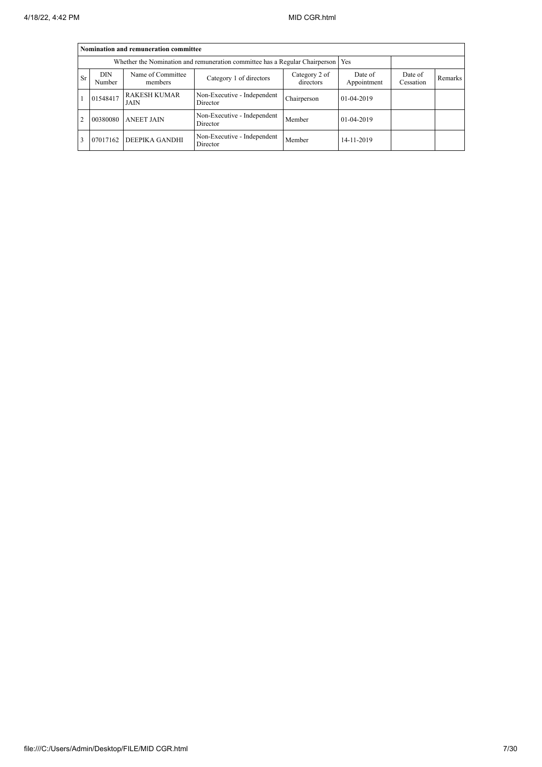| Nomination and remuneration committee | | | | | | | |
|---|---|---|---|---|---|---|---|
| Whether the Nomination and remuneration committee has a Regular Chairperson | | | | | Yes | | |
| Sr | DIN Number | Name of Committee members | Category 1 of directors | Category 2 of directors | Date of Appointment | Date of Cessation | Remarks |
| 1 | 01548417 | RAKESH KUMAR JAIN | Non-Executive - Independent Director | Chairperson | 01-04-2019 | | |
| 2 | 00380080 | ANEET JAIN | Non-Executive - Independent Director | Member | 01-04-2019 | | |
| 3 | 07017162 | DEEPIKA GANDHI | Non-Executive - Independent Director | Member | 14-11-2019 | | |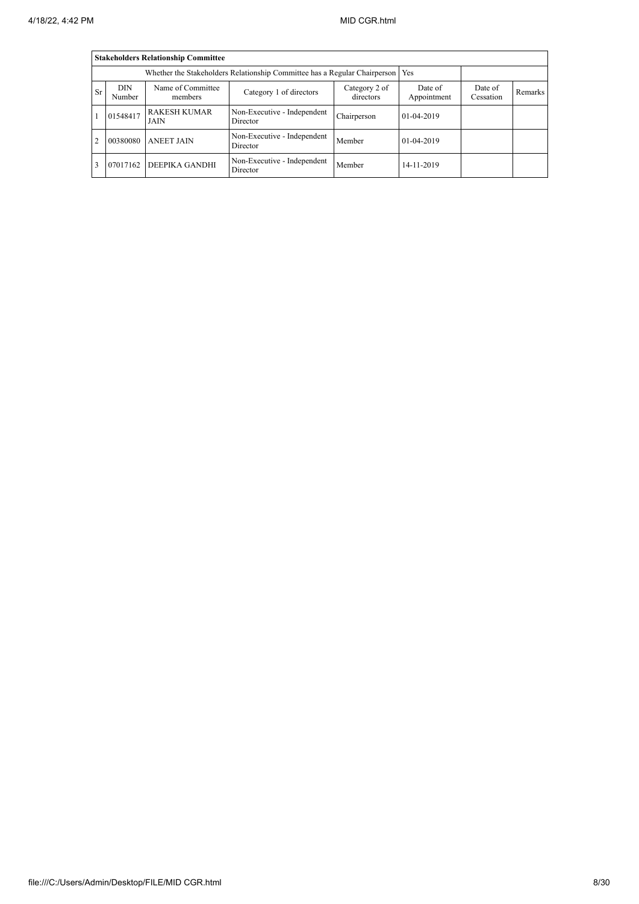| Stakeholders Relationship Committee | | | | | | | |
|---|---|---|---|---|---|---|---|
| Whether the Stakeholders Relationship Committee has a Regular Chairperson | | | | | Yes | | |
| Sr | DIN Number | Name of Committee members | Category 1 of directors | Category 2 of directors | Date of Appointment | Date of Cessation | Remarks |
| 1 | 01548417 | RAKESH KUMAR JAIN | Non-Executive - Independent Director | Chairperson | 01-04-2019 | | |
| 2 | 00380080 | ANEET JAIN | Non-Executive - Independent Director | Member | 01-04-2019 | | |
| 3 | 07017162 | DEEPIKA GANDHI | Non-Executive - Independent Director | Member | 14-11-2019 | | |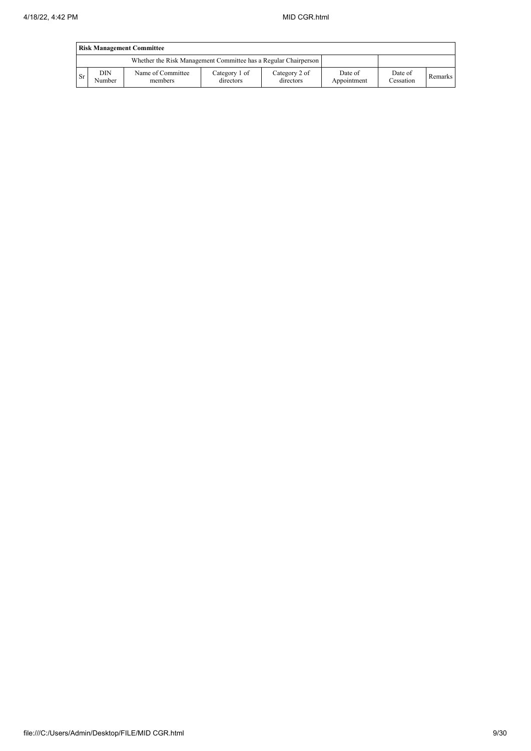| Risk Management Committee | | | | | | | |
|---|---|---|---|---|---|---|---|
| Whether the Risk Management Committee has a Regular Chairperson | | | | | | | |
| Sr | DIN Number | Name of Committee members | Category 1 of directors | Category 2 of directors | Date of Appointment | Date of Cessation | Remarks |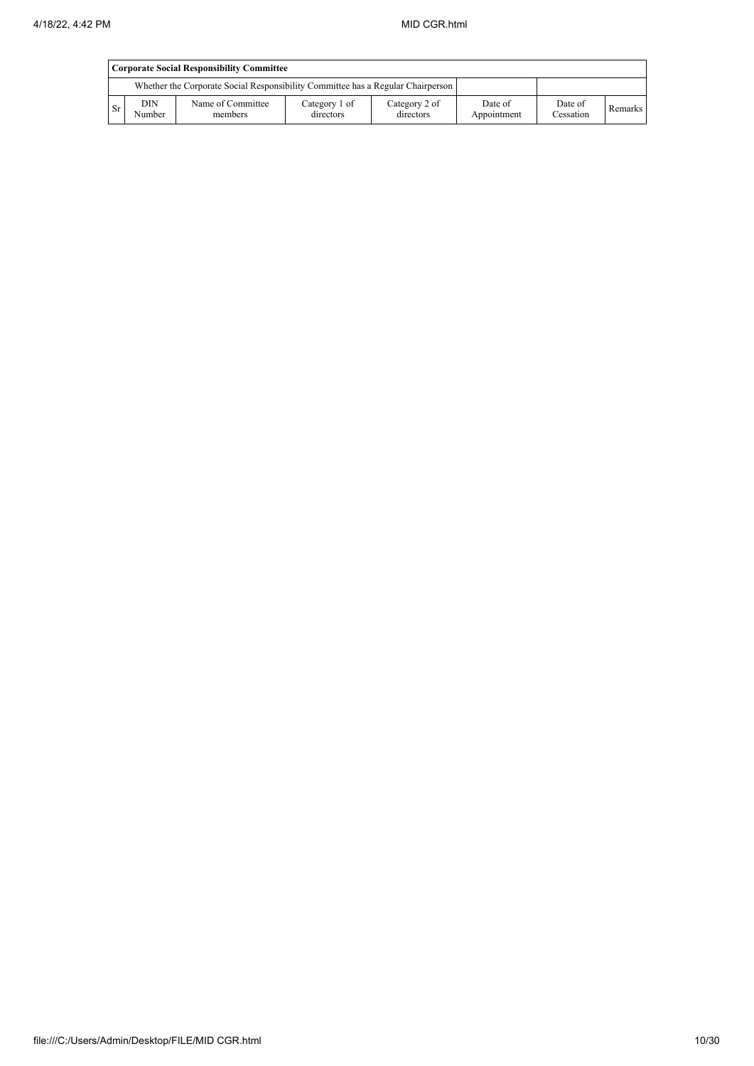| Corporate Social Responsibility Committee | | | | | | | |
|---|---|---|---|---|---|---|---|
| | Whether the Corporate Social Responsibility Committee has a Regular Chairperson | | | | | | |
| Sr | DIN Number | Name of Committee members | Category 1 of directors | Category 2 of directors | Date of Appointment | Date of Cessation | Remarks |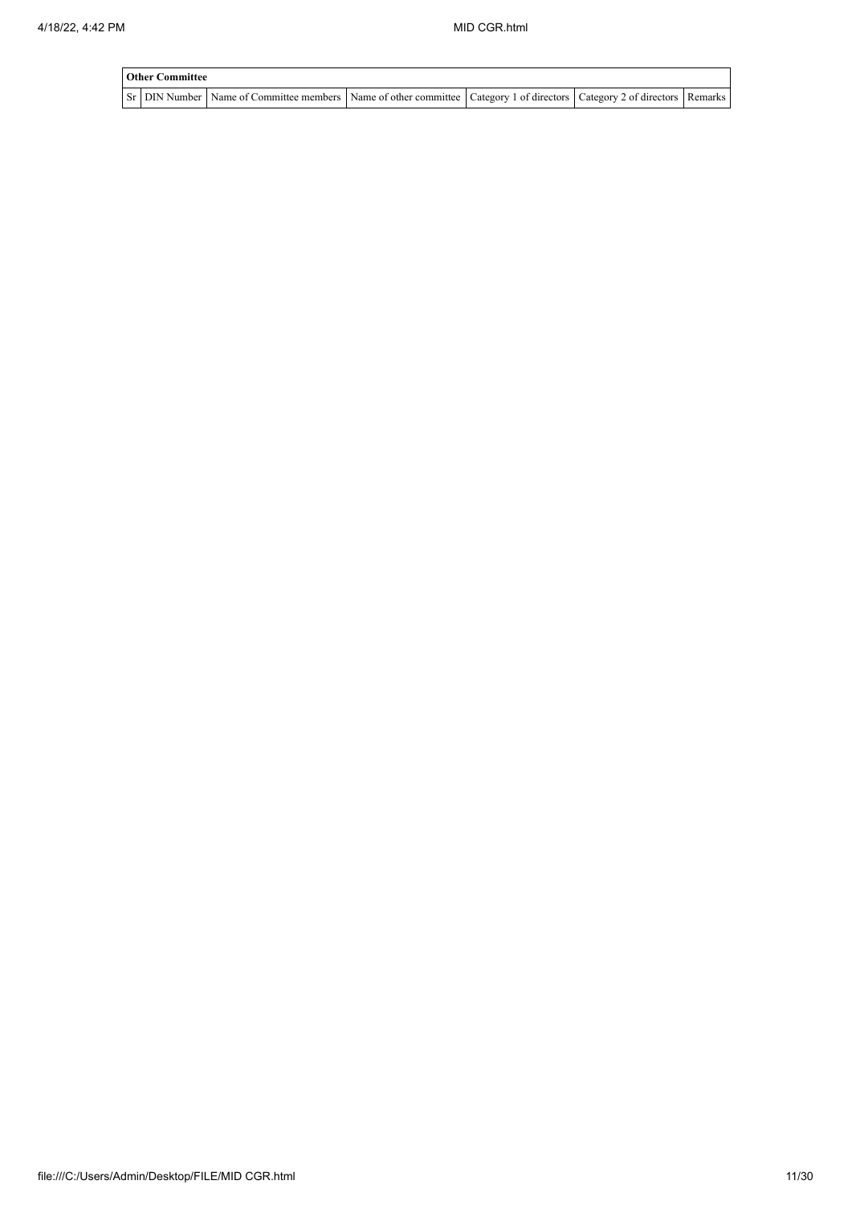| Other Committee | | | | | | |
|---|---|---|---|---|---|---|
| Sr | DIN Number | Name of Committee members | Name of other committee | Category 1 of directors | Category 2 of directors | Remarks |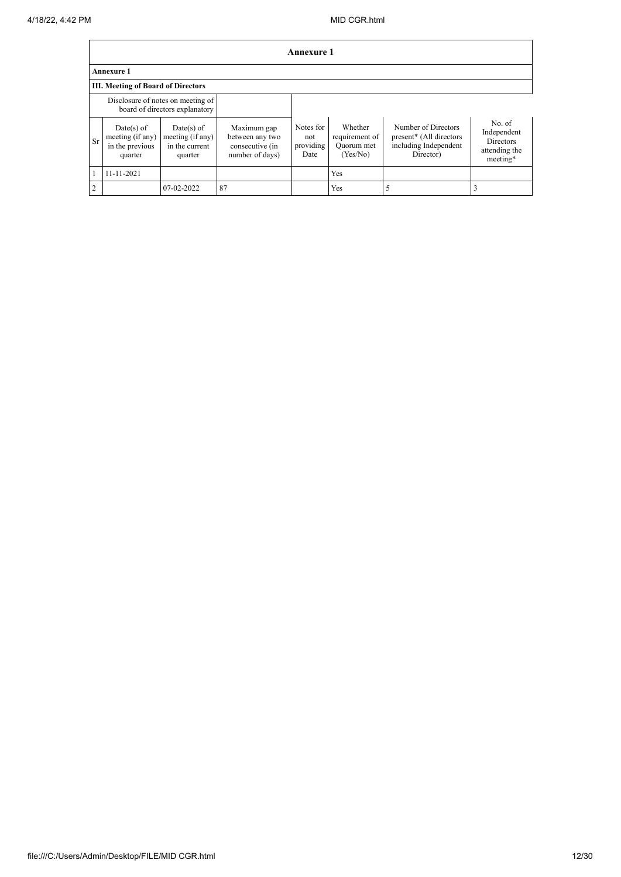## Annexure 1

### Annexure 1

#### III. Meeting of Board of Directors

| Disclosure of notes on meeting of board of directors explanatory | | | | | | | |
|---|---|---|---|---|---|---|---|
| Sr | Date(s) of meeting (if any) in the previous quarter | Date(s) of meeting (if any) in the current quarter | Maximum gap between any two consecutive (in number of days) | Notes for not providing Date | Whether requirement of Quorum met (Yes/No) | Number of Directors present* (All directors including Independent Director) | No. of Independent Directors attending the meeting* |
| 1 | 11-11-2021 | | | | Yes | | |
| 2 | | 07-02-2022 | 87 | | Yes | 5 | 3 |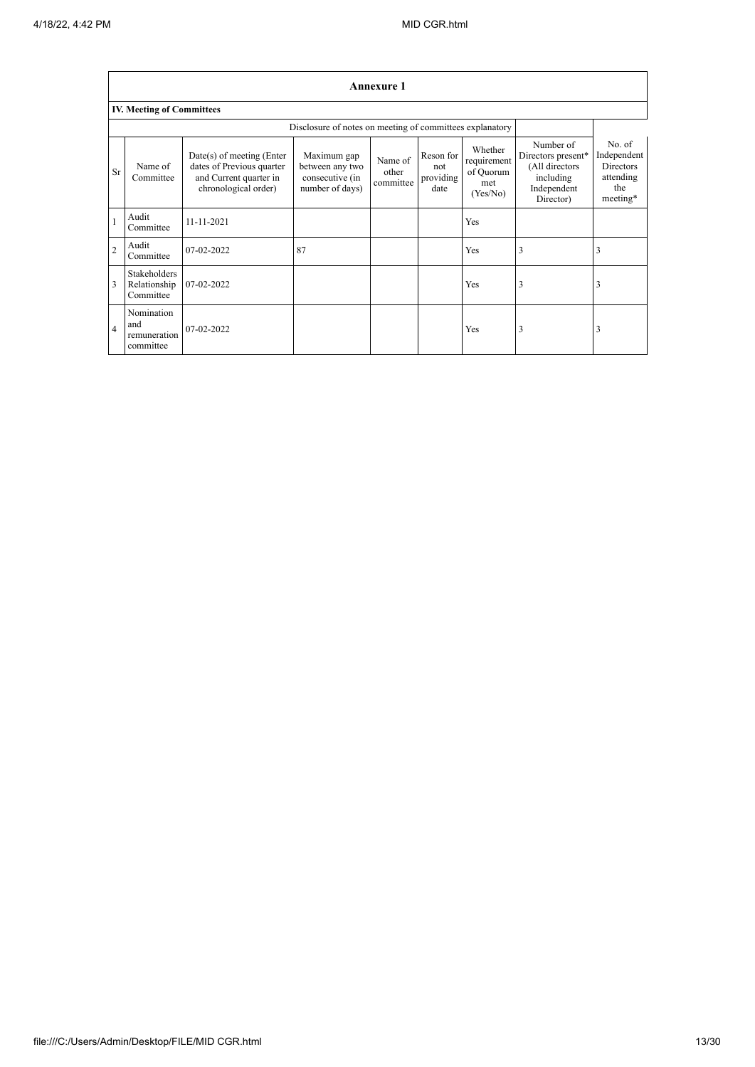| Annexure 1 | | | | | | | | |
|---|---|---|---|---|---|---|---|---|
| **IV. Meeting of Committees** | | | | | | | | |
| | | Disclosure of notes on meeting of committees explanatory | | | | | | |

| Sr | Name of Committee | Date(s) of meeting (Enter dates of Previous quarter and Current quarter in chronological order) | Maximum gap between any two consecutive (in number of days) | Name of other committee | Reson for not providing date | Whether requirement of Quorum met (Yes/No) | Number of Directors present* (All directors including Independent Director) | No. of Independent Directors attending the meeting* |
|---|---|---|---|---|---|---|---|---|
| 1 | Audit Committee | 11-11-2021 | | | | Yes | | |
| 2 | Audit Committee | 07-02-2022 | 87 | | | Yes | 3 | 3 |
| 3 | Stakeholders Relationship Committee | 07-02-2022 | | | | Yes | 3 | 3 |
| 4 | Nomination and remuneration committee | 07-02-2022 | | | | Yes | 3 | 3 |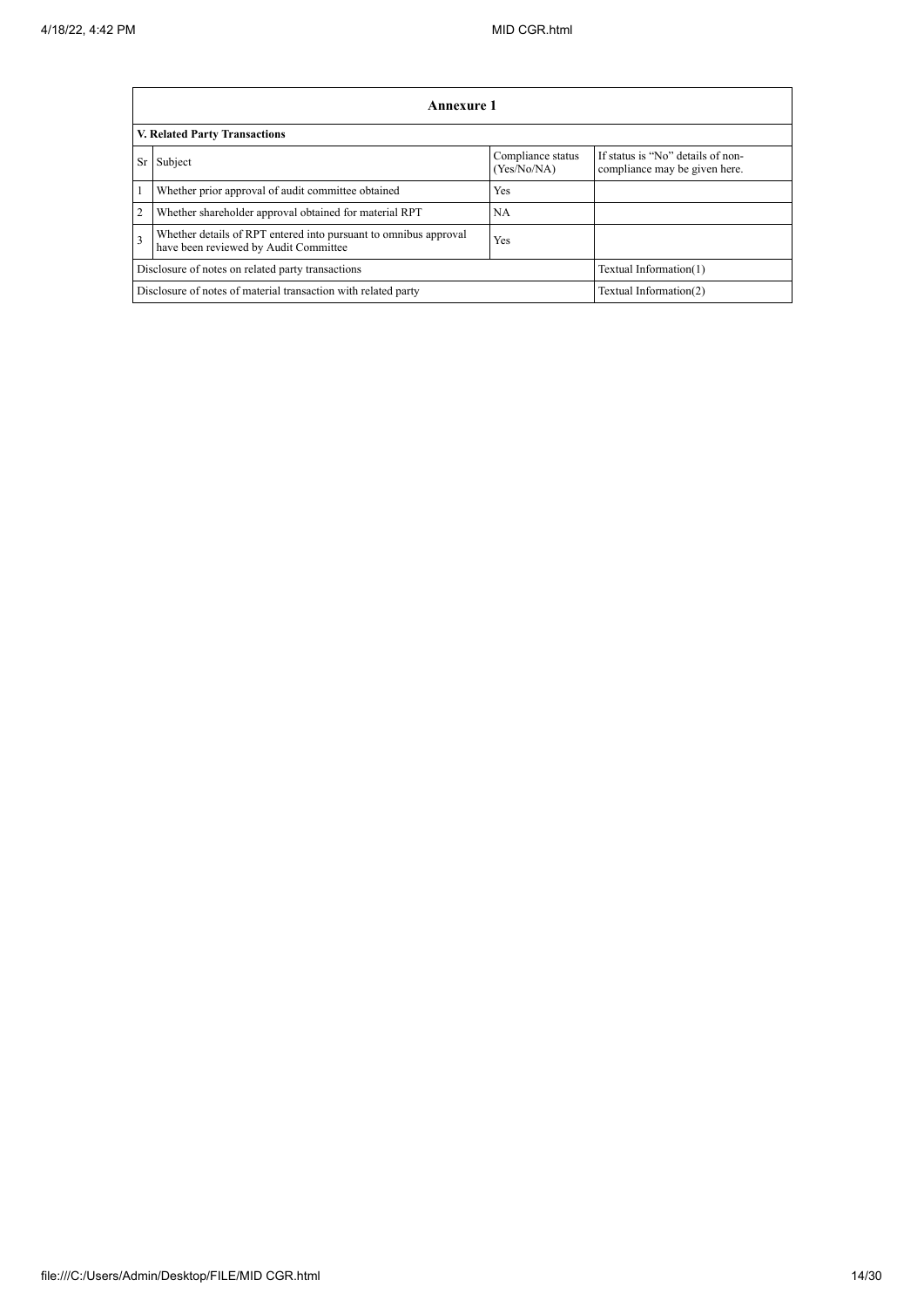| Annexure 1 | | | |
|---|---|---|---|
| **V. Related Party Transactions** | | | |
| Sr | Subject | Compliance status (Yes/No/NA) | If status is "No" details of non-compliance may be given here. |
| 1 | Whether prior approval of audit committee obtained | Yes | |
| 2 | Whether shareholder approval obtained for material RPT | NA | |
| 3 | Whether details of RPT entered into pursuant to omnibus approval have been reviewed by Audit Committee | Yes | |
| Disclosure of notes on related party transactions | | | Textual Information(1) |
| Disclosure of notes of material transaction with related party | | | Textual Information(2) |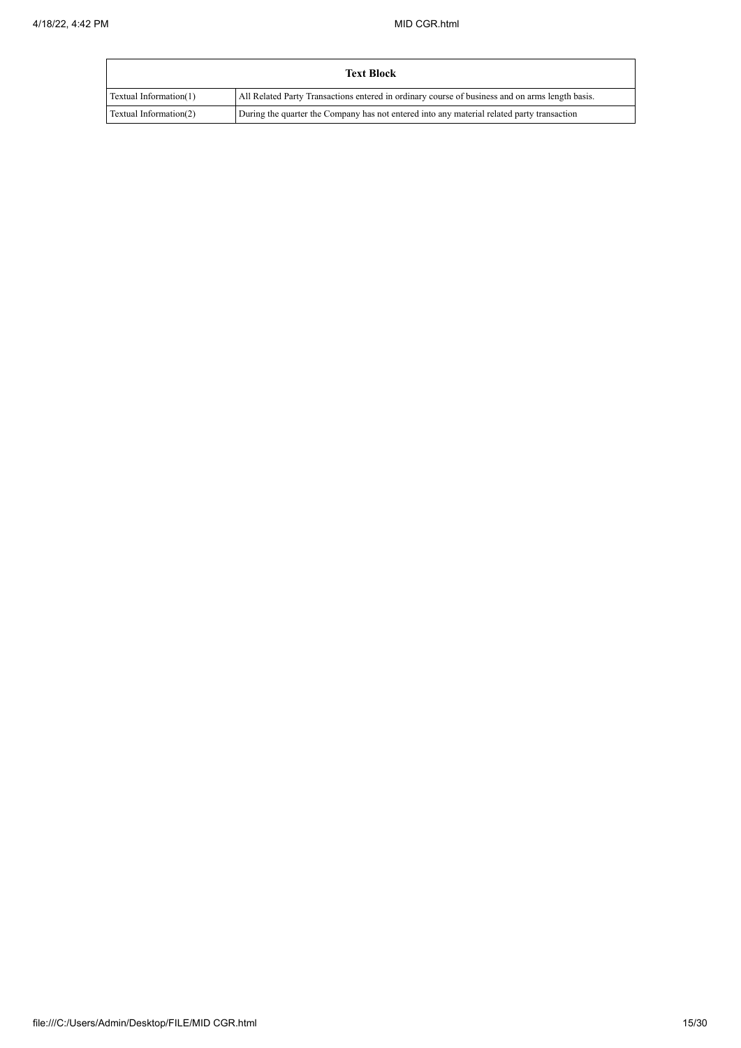| Text Block | |
|---|---|
| Textual Information(1) | All Related Party Transactions entered in ordinary course of business and on arms length basis. |
| Textual Information(2) | During the quarter the Company has not entered into any material related party transaction |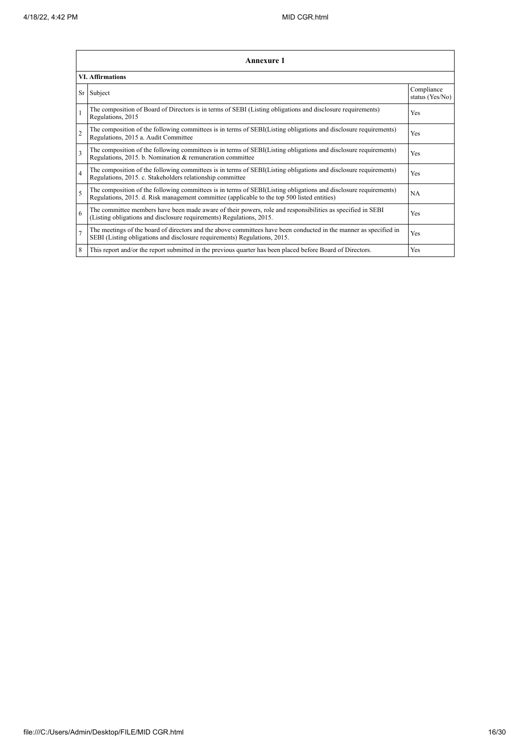## Annexure 1

### VI. Affirmations

| Sr | Subject | Compliance status (Yes/No) |
|---|---|---|
| 1 | The composition of Board of Directors is in terms of SEBI (Listing obligations and disclosure requirements) Regulations, 2015 | Yes |
| 2 | The composition of the following committees is in terms of SEBI(Listing obligations and disclosure requirements) Regulations, 2015 a. Audit Committee | Yes |
| 3 | The composition of the following committees is in terms of SEBI(Listing obligations and disclosure requirements) Regulations, 2015. b. Nomination & remuneration committee | Yes |
| 4 | The composition of the following committees is in terms of SEBI(Listing obligations and disclosure requirements) Regulations, 2015. c. Stakeholders relationship committee | Yes |
| 5 | The composition of the following committees is in terms of SEBI(Listing obligations and disclosure requirements) Regulations, 2015. d. Risk management committee (applicable to the top 500 listed entities) | NA |
| 6 | The committee members have been made aware of their powers, role and responsibilities as specified in SEBI (Listing obligations and disclosure requirements) Regulations, 2015. | Yes |
| 7 | The meetings of the board of directors and the above committees have been conducted in the manner as specified in SEBI (Listing obligations and disclosure requirements) Regulations, 2015. | Yes |
| 8 | This report and/or the report submitted in the previous quarter has been placed before Board of Directors. | Yes |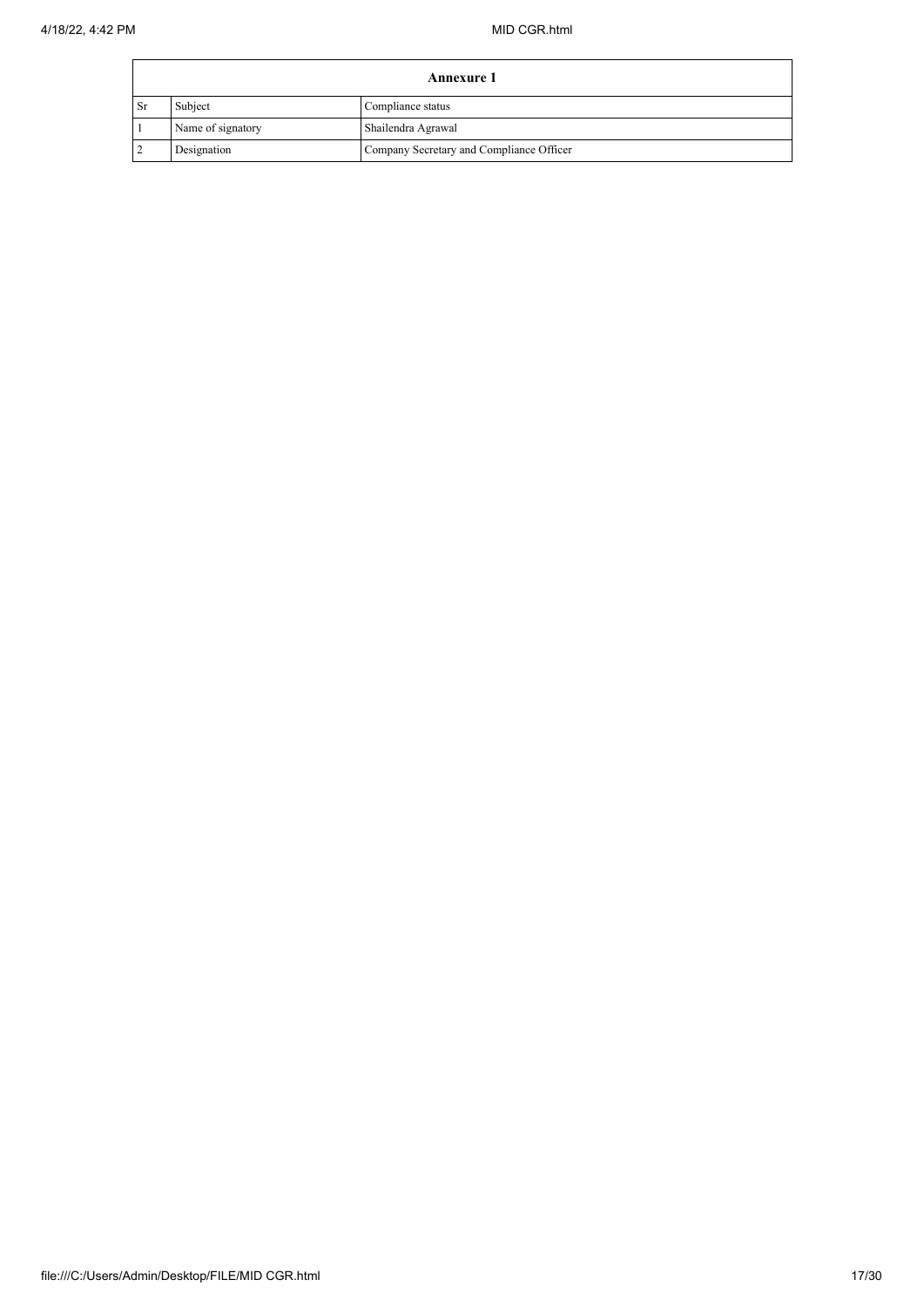| Annexure 1 | | |
|---|---|---|
| Sr | Subject | Compliance status |
| 1 | Name of signatory | Shailendra Agrawal |
| 2 | Designation | Company Secretary and Compliance Officer |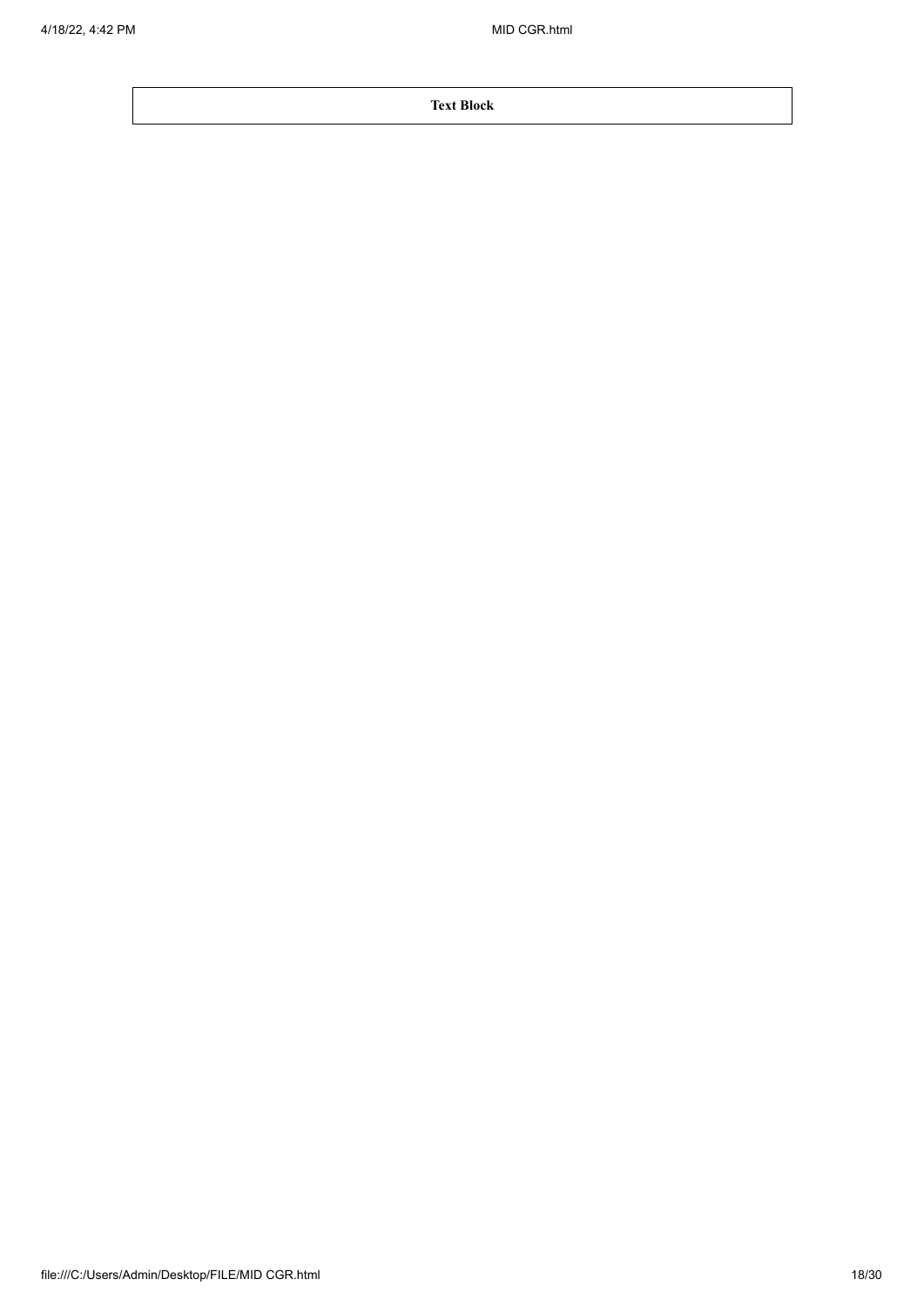**Text Block**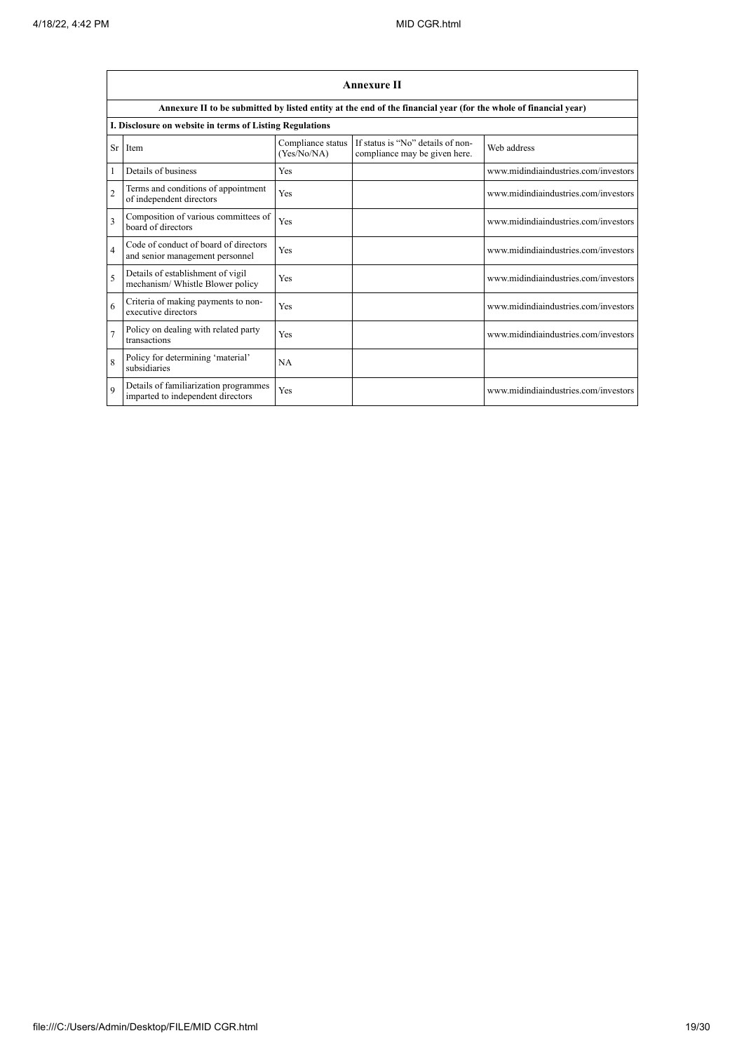## Annexure II

**Annexure II to be submitted by listed entity at the end of the financial year (for the whole of financial year)**

**I. Disclosure on website in terms of Listing Regulations**

| Sr | Item | Compliance status (Yes/No/NA) | If status is "No" details of non-compliance may be given here. | Web address |
|---|---|---|---|---|
| 1 | Details of business | Yes | | www.midindiaindustries.com/investors |
| 2 | Terms and conditions of appointment of independent directors | Yes | | www.midindiaindustries.com/investors |
| 3 | Composition of various committees of board of directors | Yes | | www.midindiaindustries.com/investors |
| 4 | Code of conduct of board of directors and senior management personnel | Yes | | www.midindiaindustries.com/investors |
| 5 | Details of establishment of vigil mechanism/ Whistle Blower policy | Yes | | www.midindiaindustries.com/investors |
| 6 | Criteria of making payments to non-executive directors | Yes | | www.midindiaindustries.com/investors |
| 7 | Policy on dealing with related party transactions | Yes | | www.midindiaindustries.com/investors |
| 8 | Policy for determining 'material' subsidiaries | NA | | |
| 9 | Details of familiarization programmes imparted to independent directors | Yes | | www.midindiaindustries.com/investors |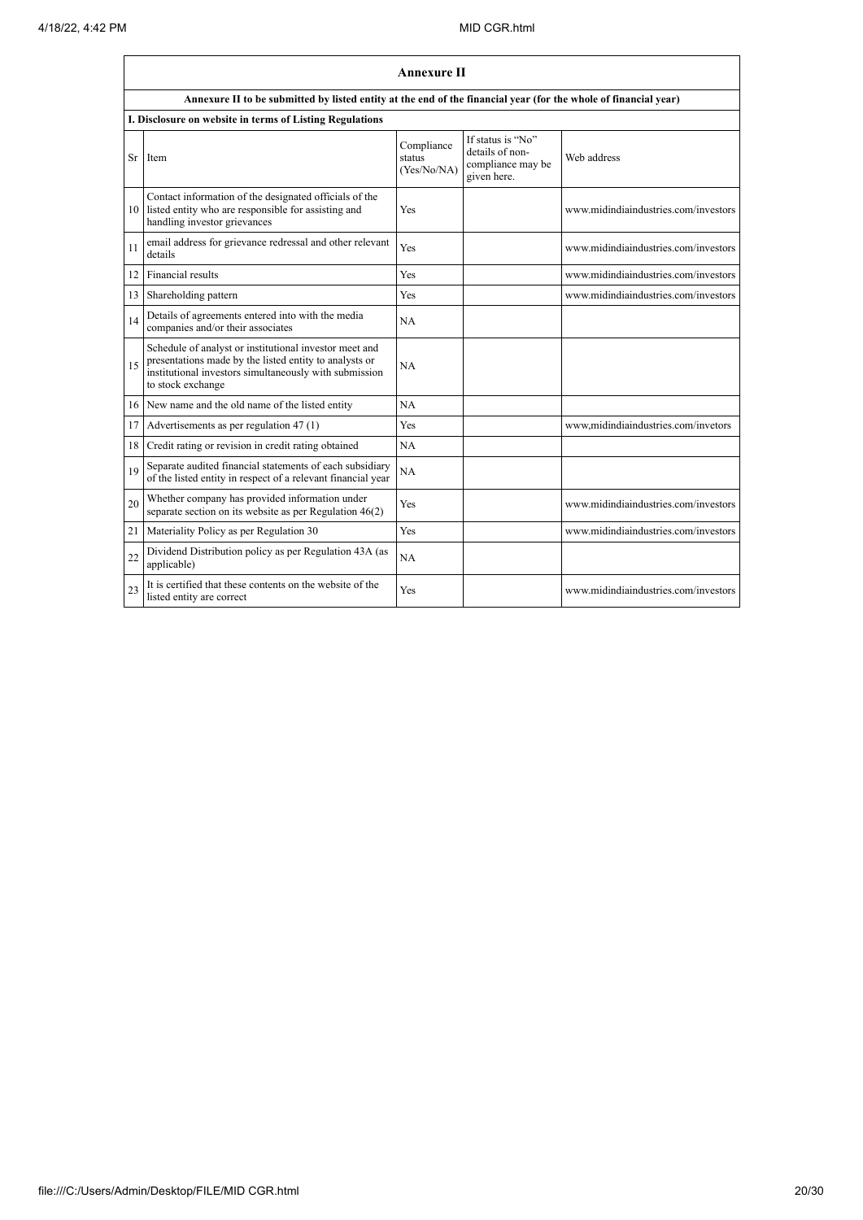## Annexure II

**Annexure II to be submitted by listed entity at the end of the financial year (for the whole of financial year)**

**I. Disclosure on website in terms of Listing Regulations**

| Sr | Item | Compliance status (Yes/No/NA) | If status is "No" details of non-compliance may be given here. | Web address |
|---|---|---|---|---|
| 10 | Contact information of the designated officials of the listed entity who are responsible for assisting and handling investor grievances | Yes | | www.midindiaindustries.com/investors |
| 11 | email address for grievance redressal and other relevant details | Yes | | www.midindiaindustries.com/investors |
| 12 | Financial results | Yes | | www.midindiaindustries.com/investors |
| 13 | Shareholding pattern | Yes | | www.midindiaindustries.com/investors |
| 14 | Details of agreements entered into with the media companies and/or their associates | NA | | |
| 15 | Schedule of analyst or institutional investor meet and presentations made by the listed entity to analysts or institutional investors simultaneously with submission to stock exchange | NA | | |
| 16 | New name and the old name of the listed entity | NA | | |
| 17 | Advertisements as per regulation 47 (1) | Yes | | www,midindiaindustries.com/invetors |
| 18 | Credit rating or revision in credit rating obtained | NA | | |
| 19 | Separate audited financial statements of each subsidiary of the listed entity in respect of a relevant financial year | NA | | |
| 20 | Whether company has provided information under separate section on its website as per Regulation 46(2) | Yes | | www.midindiaindustries.com/investors |
| 21 | Materiality Policy as per Regulation 30 | Yes | | www.midindiaindustries.com/investors |
| 22 | Dividend Distribution policy as per Regulation 43A (as applicable) | NA | | |
| 23 | It is certified that these contents on the website of the listed entity are correct | Yes | | www.midindiaindustries.com/investors |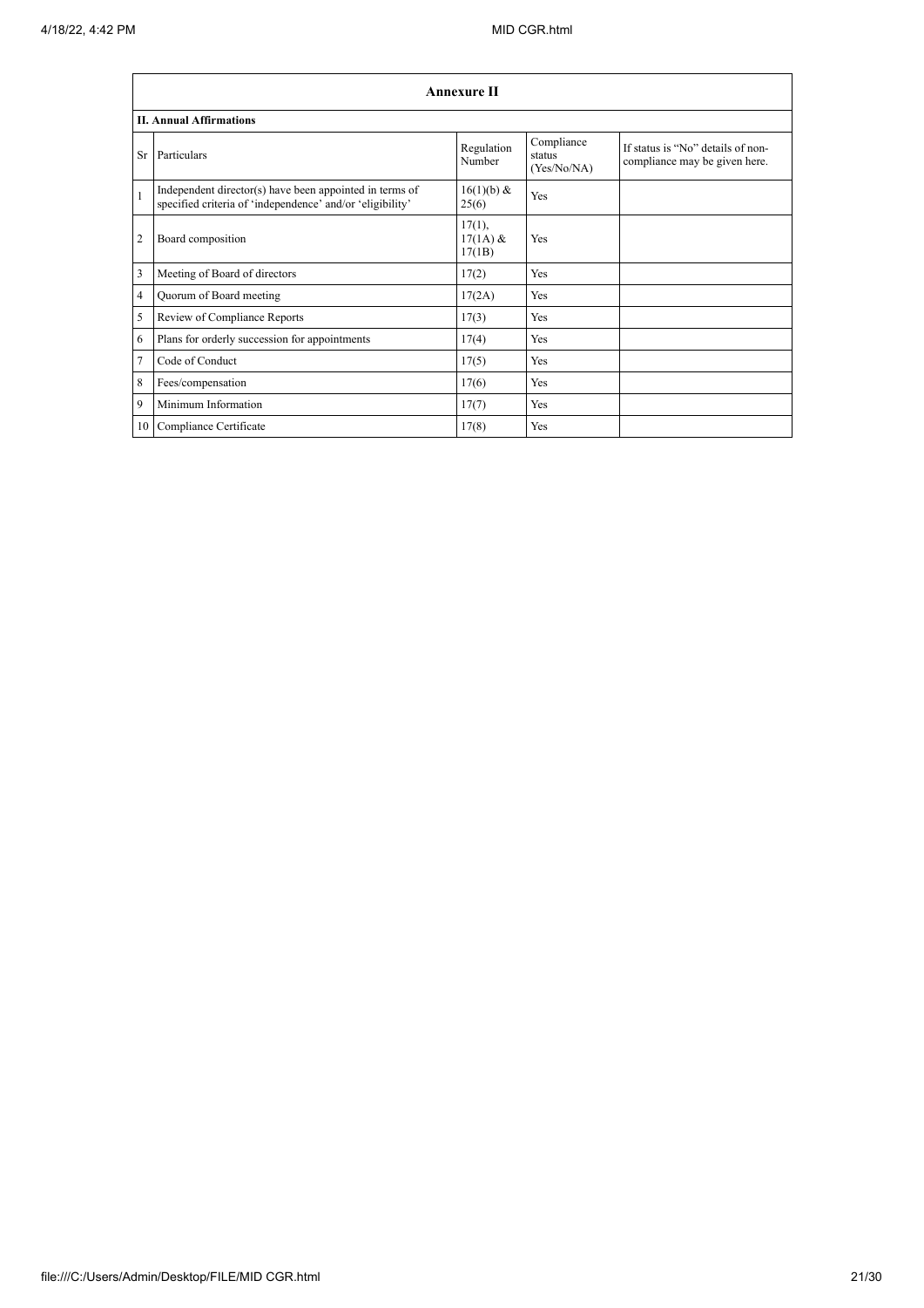| Annexure II | | | | |
|---|---|---|---|---|
| **II. Annual Affirmations** | | | | |
| Sr | Particulars | Regulation Number | Compliance status (Yes/No/NA) | If status is "No" details of non-compliance may be given here. |
| 1 | Independent director(s) have been appointed in terms of specified criteria of 'independence' and/or 'eligibility' | 16(1)(b) & 25(6) | Yes | |
| 2 | Board composition | 17(1), 17(1A) & 17(1B) | Yes | |
| 3 | Meeting of Board of directors | 17(2) | Yes | |
| 4 | Quorum of Board meeting | 17(2A) | Yes | |
| 5 | Review of Compliance Reports | 17(3) | Yes | |
| 6 | Plans for orderly succession for appointments | 17(4) | Yes | |
| 7 | Code of Conduct | 17(5) | Yes | |
| 8 | Fees/compensation | 17(6) | Yes | |
| 9 | Minimum Information | 17(7) | Yes | |
| 10 | Compliance Certificate | 17(8) | Yes | |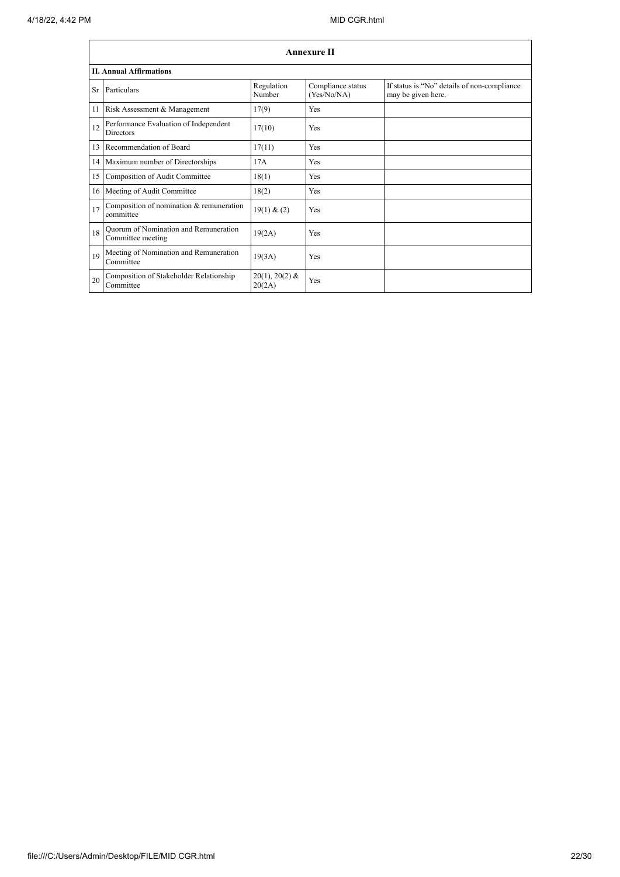| Annexure II | | | | |
|---|---|---|---|---|
| **II. Annual Affirmations** | | | | |
| Sr | Particulars | Regulation Number | Compliance status (Yes/No/NA) | If status is "No" details of non-compliance may be given here. |
| 11 | Risk Assessment & Management | 17(9) | Yes | |
| 12 | Performance Evaluation of Independent Directors | 17(10) | Yes | |
| 13 | Recommendation of Board | 17(11) | Yes | |
| 14 | Maximum number of Directorships | 17A | Yes | |
| 15 | Composition of Audit Committee | 18(1) | Yes | |
| 16 | Meeting of Audit Committee | 18(2) | Yes | |
| 17 | Composition of nomination & remuneration committee | 19(1) & (2) | Yes | |
| 18 | Quorum of Nomination and Remuneration Committee meeting | 19(2A) | Yes | |
| 19 | Meeting of Nomination and Remuneration Committee | 19(3A) | Yes | |
| 20 | Composition of Stakeholder Relationship Committee | 20(1), 20(2) & 20(2A) | Yes | |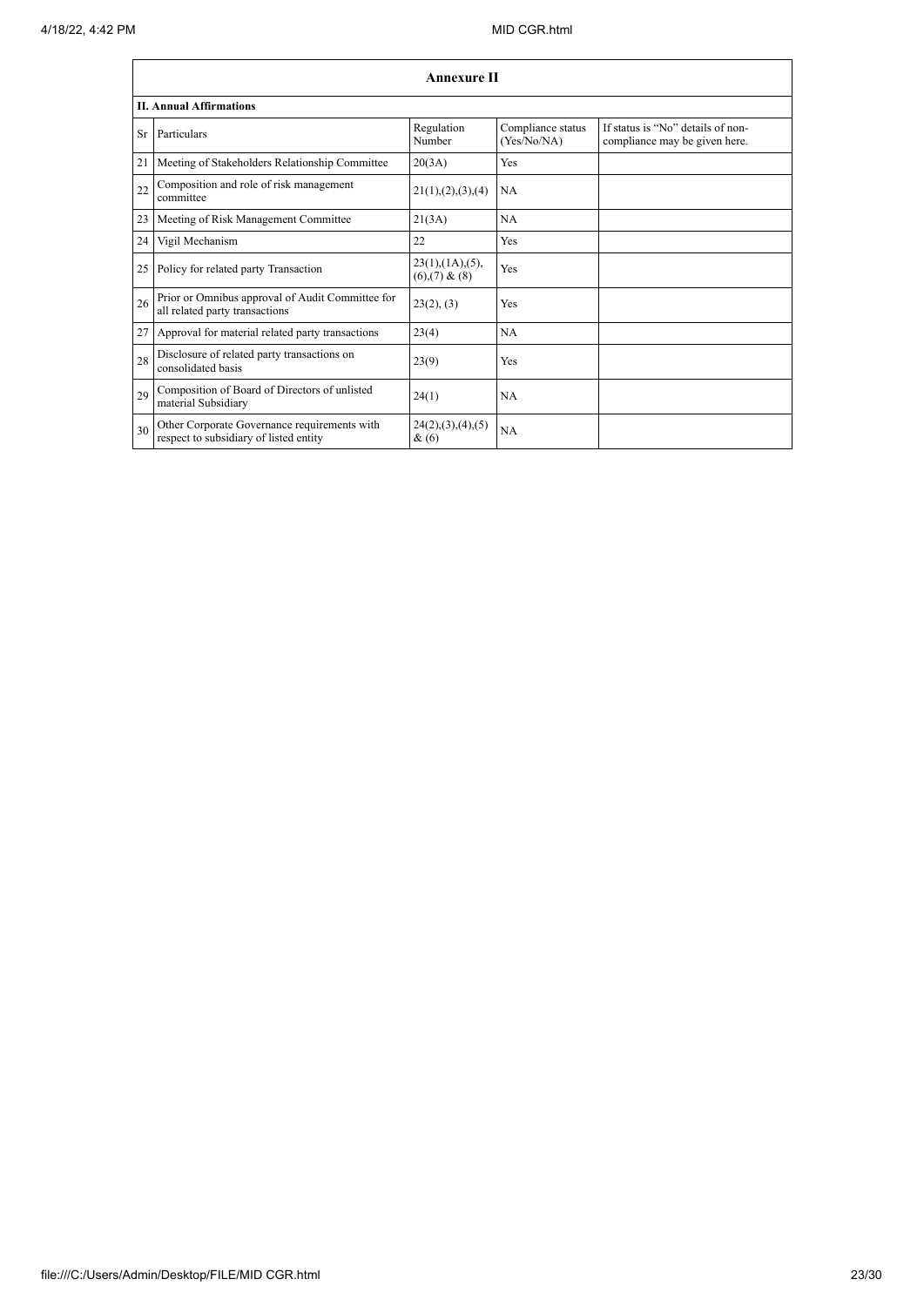| Annexure II | | | | |
|---|---|---|---|---|
| **II. Annual Affirmations** | | | | |
| Sr | Particulars | Regulation Number | Compliance status (Yes/No/NA) | If status is "No" details of non-compliance may be given here. |
| 21 | Meeting of Stakeholders Relationship Committee | 20(3A) | Yes | |
| 22 | Composition and role of risk management committee | 21(1),(2),(3),(4) | NA | |
| 23 | Meeting of Risk Management Committee | 21(3A) | NA | |
| 24 | Vigil Mechanism | 22 | Yes | |
| 25 | Policy for related party Transaction | 23(1),(1A),(5),(6),(7) & (8) | Yes | |
| 26 | Prior or Omnibus approval of Audit Committee for all related party transactions | 23(2), (3) | Yes | |
| 27 | Approval for material related party transactions | 23(4) | NA | |
| 28 | Disclosure of related party transactions on consolidated basis | 23(9) | Yes | |
| 29 | Composition of Board of Directors of unlisted material Subsidiary | 24(1) | NA | |
| 30 | Other Corporate Governance requirements with respect to subsidiary of listed entity | 24(2),(3),(4),(5) & (6) | NA | |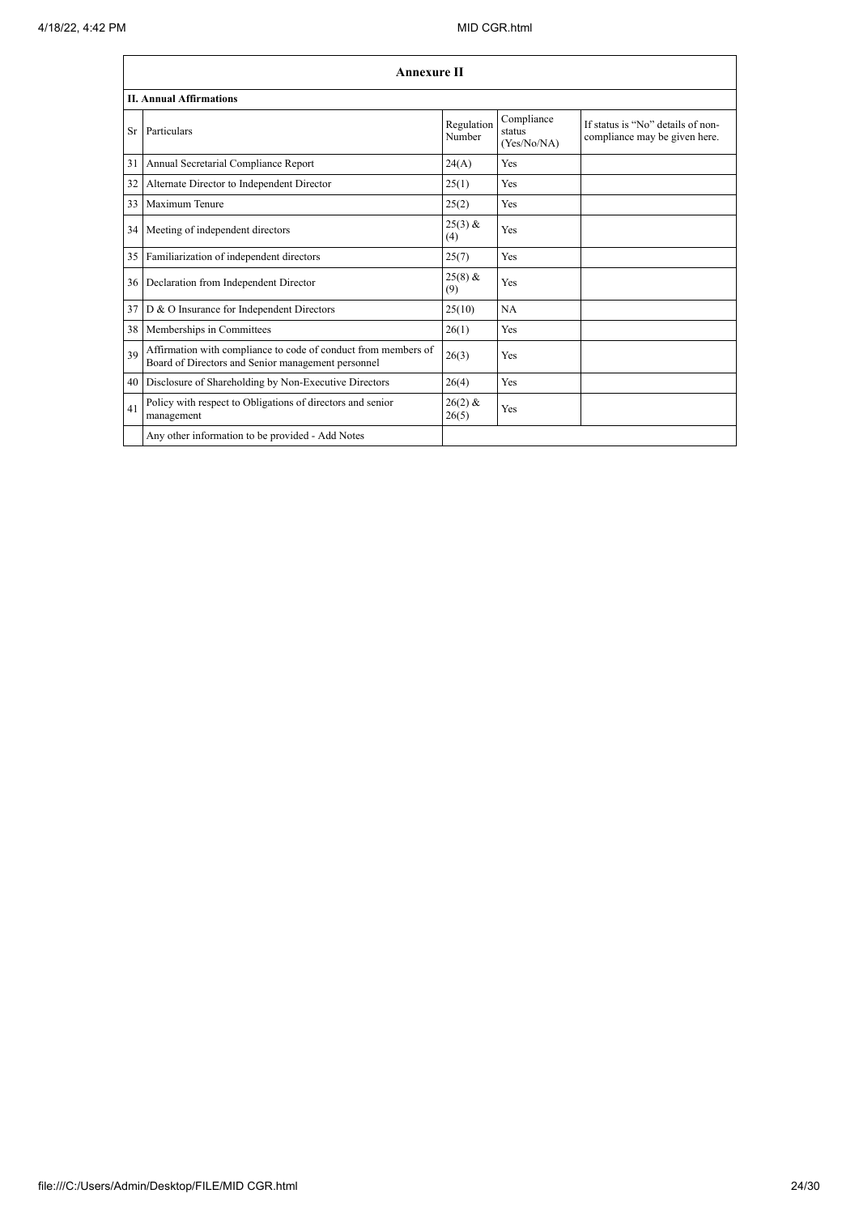| Annexure II | | | | |
|---|---|---|---|---|
| **II. Annual Affirmations** | | | | |
| Sr | Particulars | Regulation Number | Compliance status (Yes/No/NA) | If status is "No" details of non-compliance may be given here. |
| 31 | Annual Secretarial Compliance Report | 24(A) | Yes | |
| 32 | Alternate Director to Independent Director | 25(1) | Yes | |
| 33 | Maximum Tenure | 25(2) | Yes | |
| 34 | Meeting of independent directors | 25(3) & (4) | Yes | |
| 35 | Familiarization of independent directors | 25(7) | Yes | |
| 36 | Declaration from Independent Director | 25(8) & (9) | Yes | |
| 37 | D & O Insurance for Independent Directors | 25(10) | NA | |
| 38 | Memberships in Committees | 26(1) | Yes | |
| 39 | Affirmation with compliance to code of conduct from members of Board of Directors and Senior management personnel | 26(3) | Yes | |
| 40 | Disclosure of Shareholding by Non-Executive Directors | 26(4) | Yes | |
| 41 | Policy with respect to Obligations of directors and senior management | 26(2) & 26(5) | Yes | |
| | Any other information to be provided - Add Notes | | | |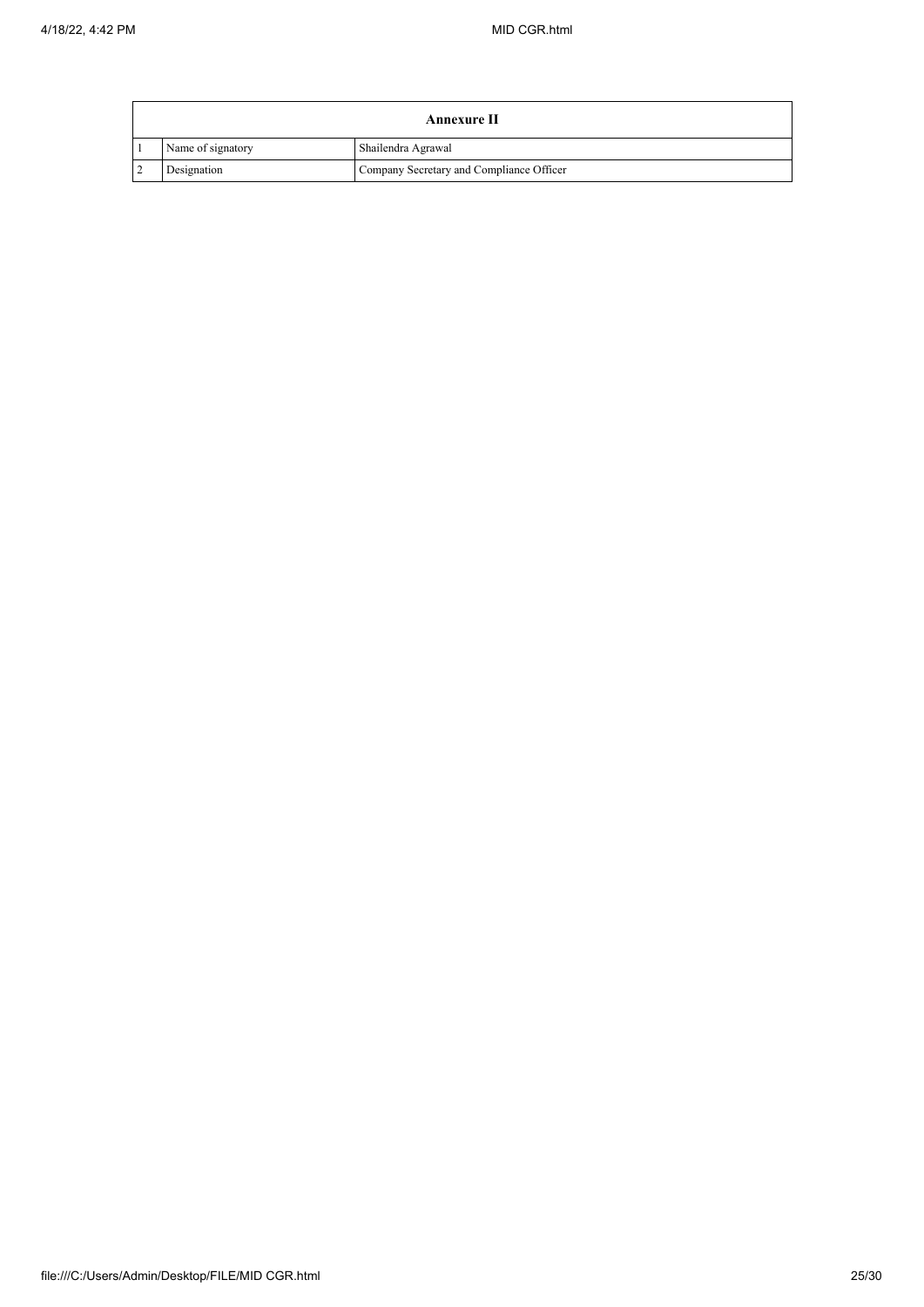| Annexure II | | |
|---|---|---|
| 1 | Name of signatory | Shailendra Agrawal |
| 2 | Designation | Company Secretary and Compliance Officer |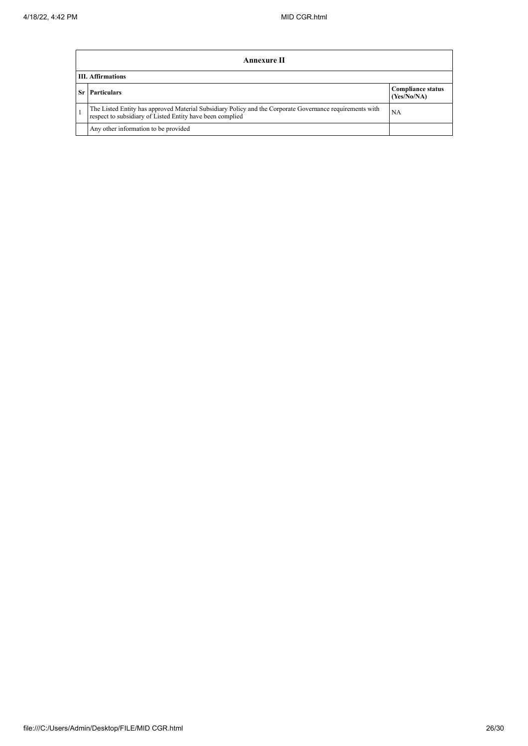| Annexure II | | |
|---|---|---|
| **III. Affirmations** | | |
| **Sr** | **Particulars** | **Compliance status (Yes/No/NA)** |
| 1 | The Listed Entity has approved Material Subsidiary Policy and the Corporate Governance requirements with respect to subsidiary of Listed Entity have been complied | NA |
| | Any other information to be provided | |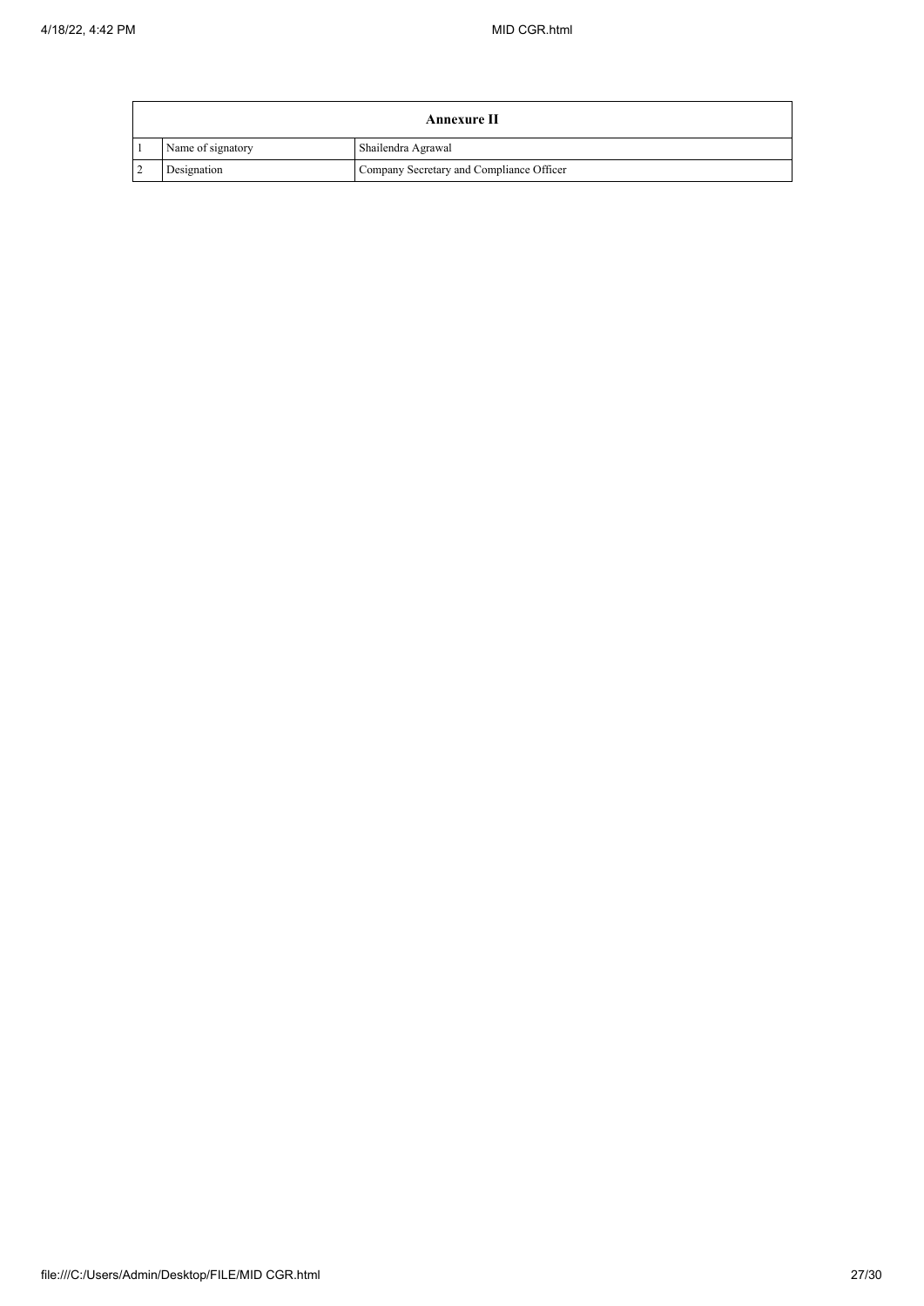| Annexure II | | |
|---|---|---|
| 1 | Name of signatory | Shailendra Agrawal |
| 2 | Designation | Company Secretary and Compliance Officer |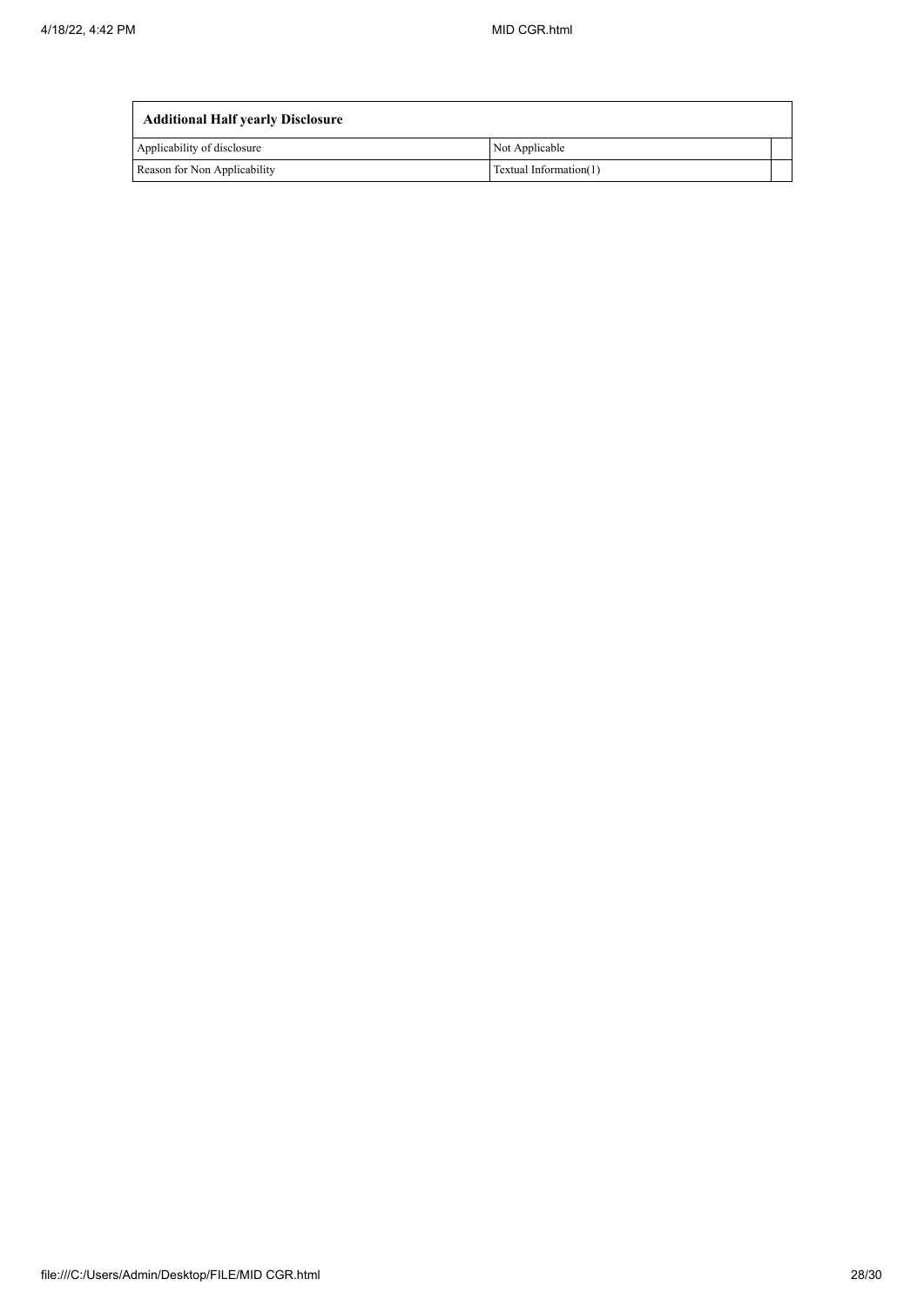| Additional Half yearly Disclosure | | |
| --- | --- | --- |
| Applicability of disclosure | Not Applicable | |
| Reason for Non Applicability | Textual Information(1) | |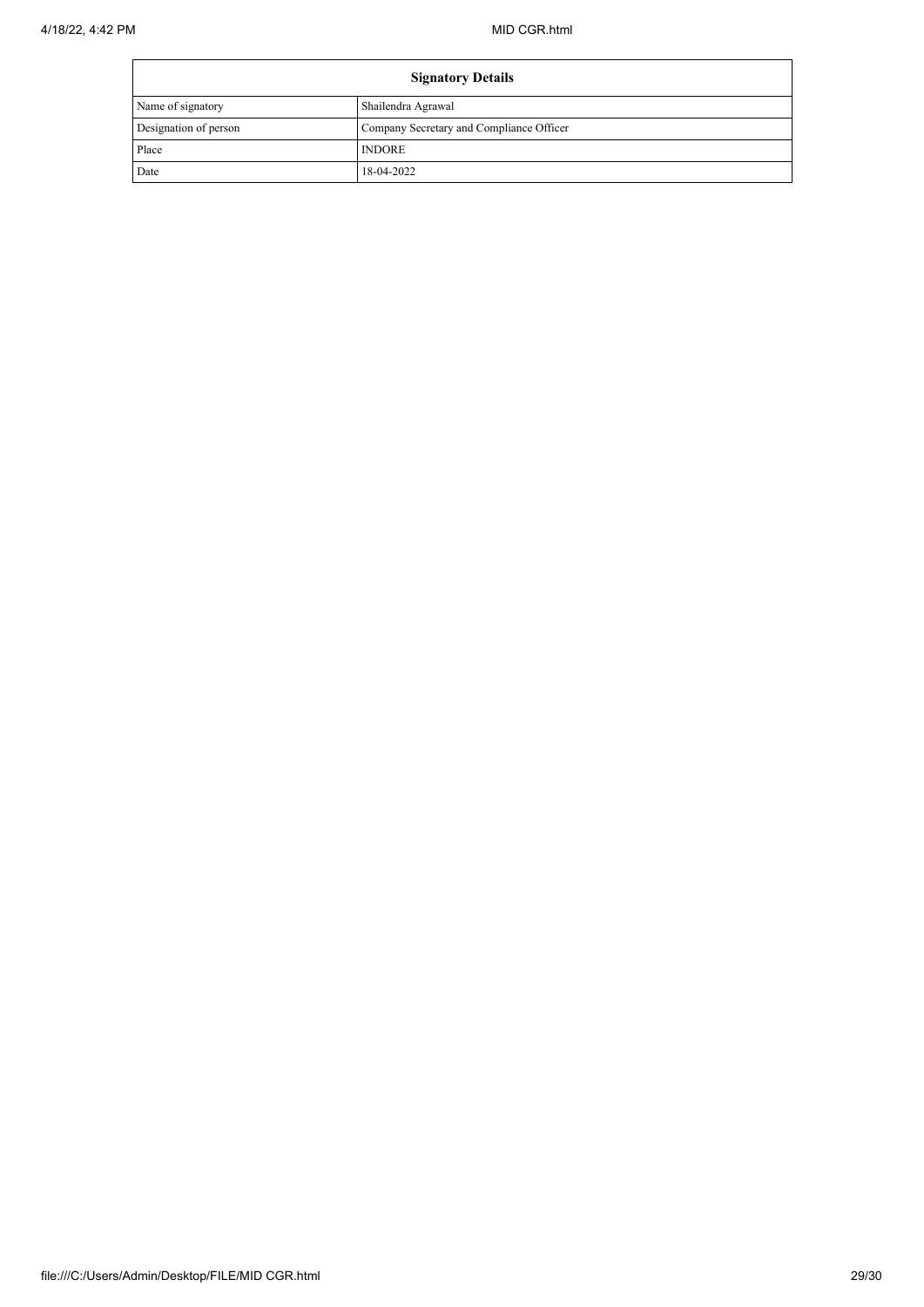| Signatory Details | |
|---|---|
| Name of signatory | Shailendra Agrawal |
| Designation of person | Company Secretary and Compliance Officer |
| Place | INDORE |
| Date | 18-04-2022 |